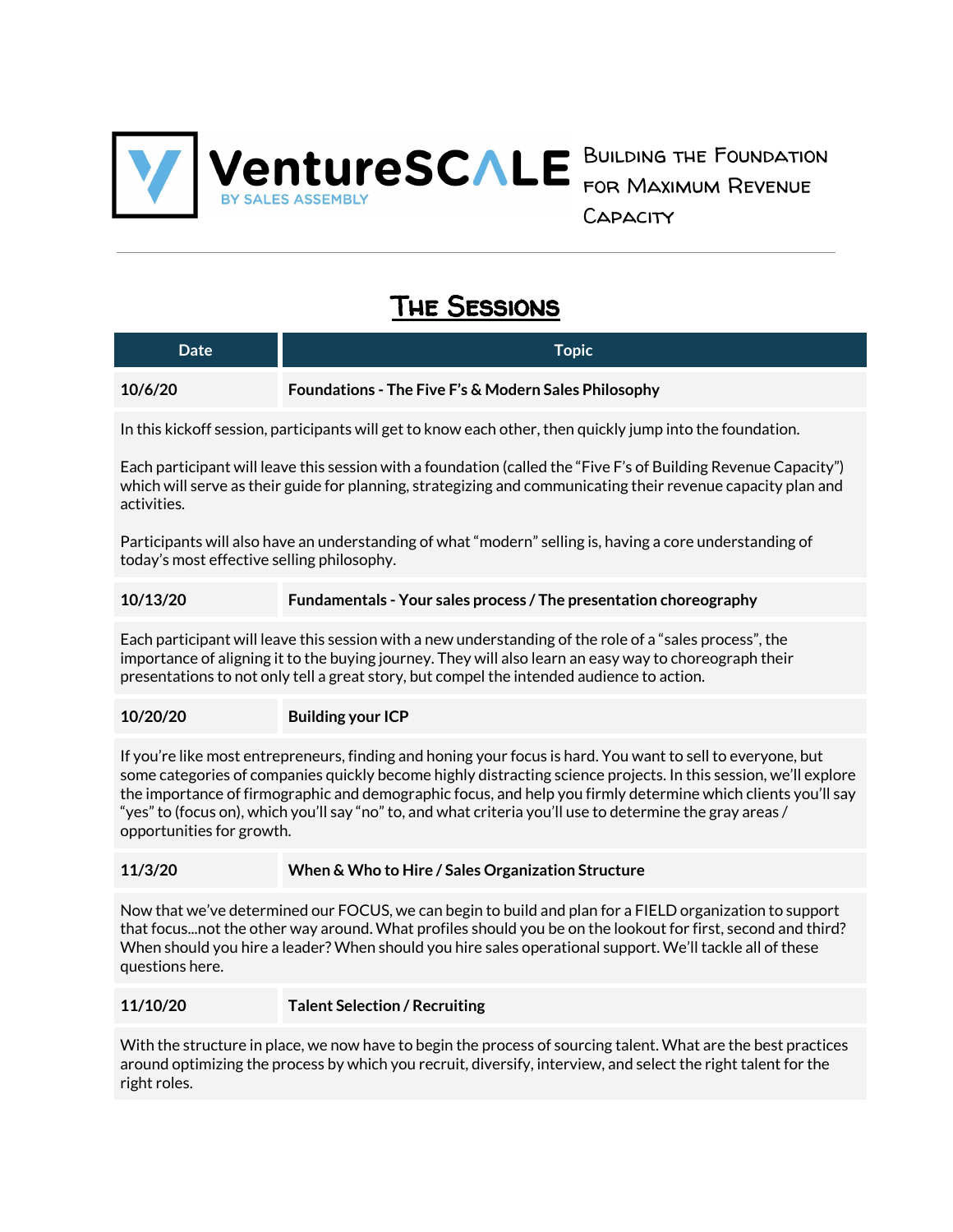# VentureSCALE BY SALES ASSEMBLY

Building the Foundation for Maximum Revenue Capacity

---

## The Sessions

| Date | Topic |
|---|---|
| **10/6/20** | **Foundations - The Five F's & Modern Sales Philosophy** |

In this kickoff session, participants will get to know each other, then quickly jump into the foundation.

Each participant will leave this session with a foundation (called the "Five F's of Building Revenue Capacity") which will serve as their guide for planning, strategizing and communicating their revenue capacity plan and activities.

Participants will also have an understanding of what "modern" selling is, having a core understanding of today's most effective selling philosophy.

| Date | Topic |
|---|---|
| **10/13/20** | **Fundamentals - Your sales process / The presentation choreography** |

Each participant will leave this session with a new understanding of the role of a "sales process", the importance of aligning it to the buying journey. They will also learn an easy way to choreograph their presentations to not only tell a great story, but compel the intended audience to action.

| Date | Topic |
|---|---|
| **10/20/20** | **Building your ICP** |

If you're like most entrepreneurs, finding and honing your focus is hard. You want to sell to everyone, but some categories of companies quickly become highly distracting science projects. In this session, we'll explore the importance of firmographic and demographic focus, and help you firmly determine which clients you'll say "yes" to (focus on), which you'll say "no" to, and what criteria you'll use to determine the gray areas / opportunities for growth.

| Date | Topic |
|---|---|
| **11/3/20** | **When & Who to Hire / Sales Organization Structure** |

Now that we've determined our FOCUS, we can begin to build and plan for a FIELD organization to support that focus...not the other way around. What profiles should you be on the lookout for first, second and third? When should you hire a leader? When should you hire sales operational support. We'll tackle all of these questions here.

| Date | Topic |
|---|---|
| **11/10/20** | **Talent Selection / Recruiting** |

With the structure in place, we now have to begin the process of sourcing talent. What are the best practices around optimizing the process by which you recruit, diversify, interview, and select the right talent for the right roles.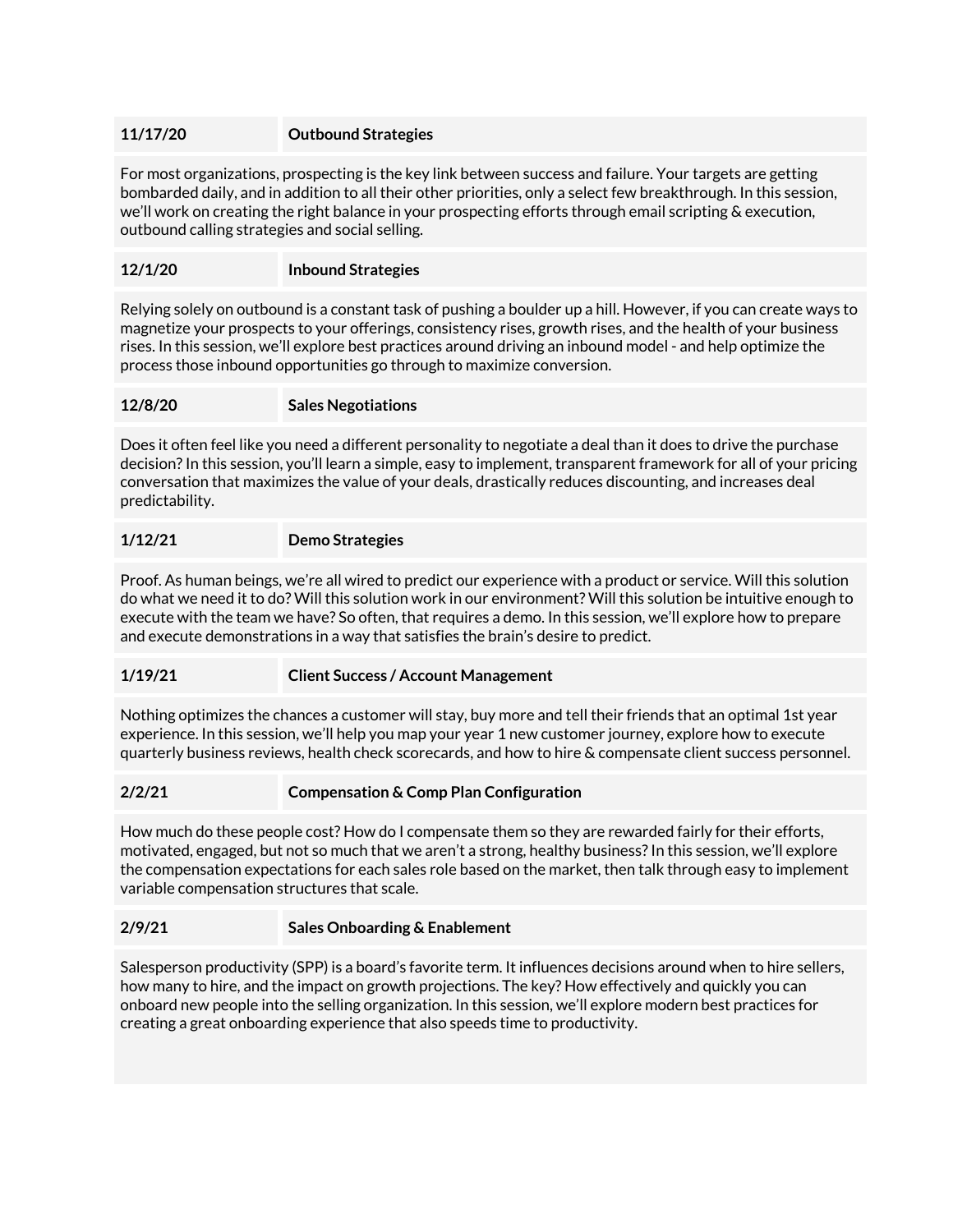| 11/17/20 | **Outbound Strategies** |
|---|---|

For most organizations, prospecting is the key link between success and failure. Your targets are getting bombarded daily, and in addition to all their other priorities, only a select few breakthrough. In this session, we'll work on creating the right balance in your prospecting efforts through email scripting & execution, outbound calling strategies and social selling.

| 12/1/20 | **Inbound Strategies** |
|---|---|

Relying solely on outbound is a constant task of pushing a boulder up a hill. However, if you can create ways to magnetize your prospects to your offerings, consistency rises, growth rises, and the health of your business rises. In this session, we'll explore best practices around driving an inbound model - and help optimize the process those inbound opportunities go through to maximize conversion.

| 12/8/20 | **Sales Negotiations** |
|---|---|

Does it often feel like you need a different personality to negotiate a deal than it does to drive the purchase decision? In this session, you'll learn a simple, easy to implement, transparent framework for all of your pricing conversation that maximizes the value of your deals, drastically reduces discounting, and increases deal predictability.

| 1/12/21 | **Demo Strategies** |
|---|---|

Proof. As human beings, we're all wired to predict our experience with a product or service. Will this solution do what we need it to do? Will this solution work in our environment? Will this solution be intuitive enough to execute with the team we have? So often, that requires a demo. In this session, we'll explore how to prepare and execute demonstrations in a way that satisfies the brain's desire to predict.

| 1/19/21 | **Client Success / Account Management** |
|---|---|

Nothing optimizes the chances a customer will stay, buy more and tell their friends that an optimal 1st year experience. In this session, we'll help you map your year 1 new customer journey, explore how to execute quarterly business reviews, health check scorecards, and how to hire & compensate client success personnel.

| 2/2/21 | **Compensation & Comp Plan Configuration** |
|---|---|

How much do these people cost? How do I compensate them so they are rewarded fairly for their efforts, motivated, engaged, but not so much that we aren't a strong, healthy business? In this session, we'll explore the compensation expectations for each sales role based on the market, then talk through easy to implement variable compensation structures that scale.

| 2/9/21 | **Sales Onboarding & Enablement** |
|---|---|

Salesperson productivity (SPP) is a board's favorite term. It influences decisions around when to hire sellers, how many to hire, and the impact on growth projections. The key? How effectively and quickly you can onboard new people into the selling organization. In this session, we'll explore modern best practices for creating a great onboarding experience that also speeds time to productivity.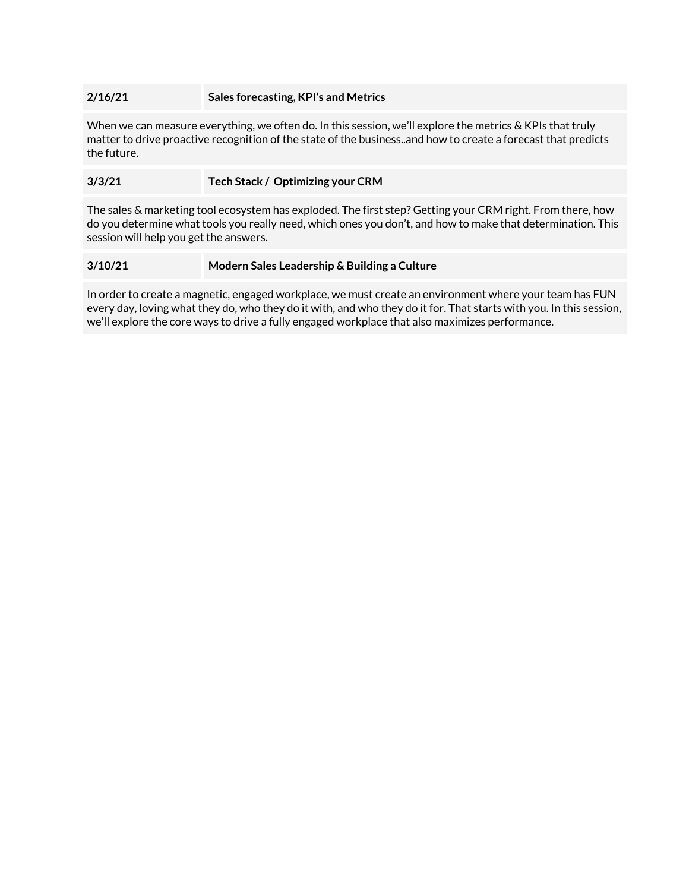| | |
|---|---|
| **2/16/21** | **Sales forecasting, KPI's and Metrics** |
| When we can measure everything, we often do. In this session, we'll explore the metrics & KPIs that truly matter to drive proactive recognition of the state of the business..and how to create a forecast that predicts the future. | |
| **3/3/21** | **Tech Stack / Optimizing your CRM** |
| The sales & marketing tool ecosystem has exploded. The first step? Getting your CRM right. From there, how do you determine what tools you really need, which ones you don't, and how to make that determination. This session will help you get the answers. | |
| **3/10/21** | **Modern Sales Leadership & Building a Culture** |
| In order to create a magnetic, engaged workplace, we must create an environment where your team has FUN every day, loving what they do, who they do it with, and who they do it for. That starts with you. In this session, we'll explore the core ways to drive a fully engaged workplace that also maximizes performance. | |